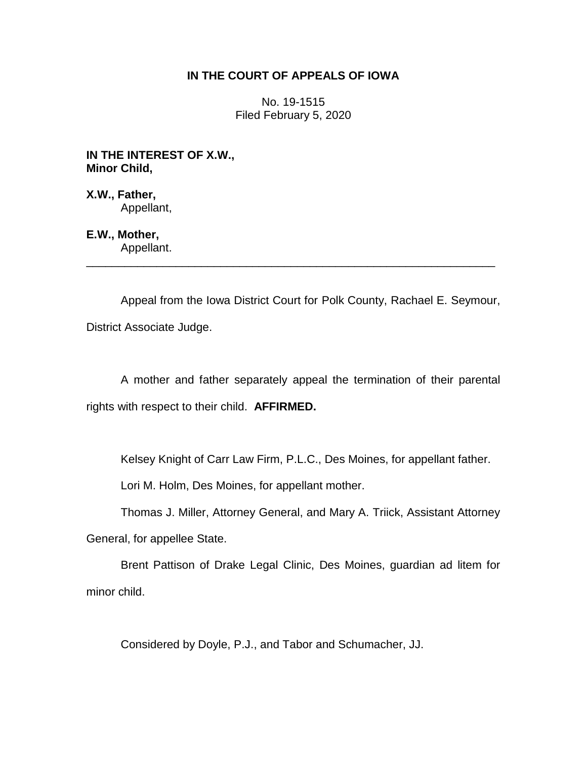**IN THE COURT OF APPEALS OF IOWA**

No. 19-1515
Filed February 5, 2020

**IN THE INTEREST OF X.W.,**
**Minor Child,**

**X.W., Father,**
Appellant,

**E.W., Mother,**
Appellant.

---

Appeal from the Iowa District Court for Polk County, Rachael E. Seymour, District Associate Judge.

A mother and father separately appeal the termination of their parental rights with respect to their child. **AFFIRMED.**

Kelsey Knight of Carr Law Firm, P.L.C., Des Moines, for appellant father.

Lori M. Holm, Des Moines, for appellant mother.

Thomas J. Miller, Attorney General, and Mary A. Triick, Assistant Attorney General, for appellee State.

Brent Pattison of Drake Legal Clinic, Des Moines, guardian ad litem for minor child.

Considered by Doyle, P.J., and Tabor and Schumacher, JJ.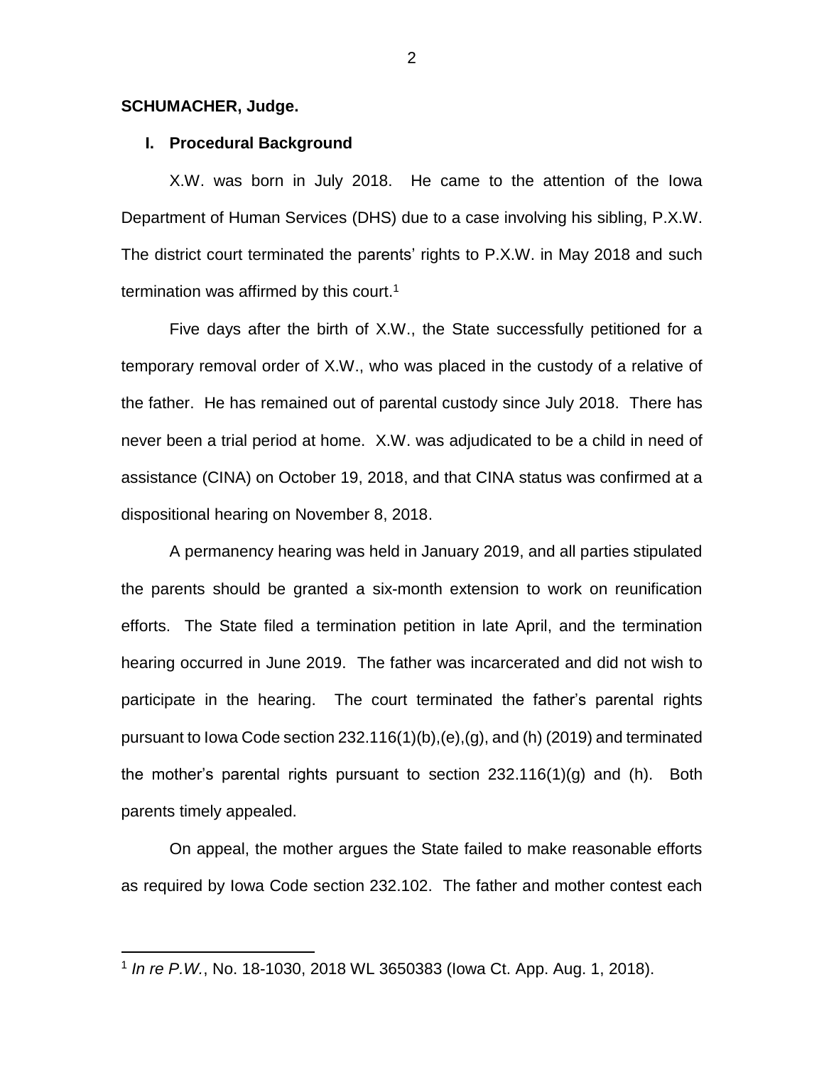**SCHUMACHER, Judge.**

## I. Procedural Background

X.W. was born in July 2018. He came to the attention of the Iowa Department of Human Services (DHS) due to a case involving his sibling, P.X.W. The district court terminated the parents' rights to P.X.W. in May 2018 and such termination was affirmed by this court.[1]

Five days after the birth of X.W., the State successfully petitioned for a temporary removal order of X.W., who was placed in the custody of a relative of the father. He has remained out of parental custody since July 2018. There has never been a trial period at home. X.W. was adjudicated to be a child in need of assistance (CINA) on October 19, 2018, and that CINA status was confirmed at a dispositional hearing on November 8, 2018.

A permanency hearing was held in January 2019, and all parties stipulated the parents should be granted a six-month extension to work on reunification efforts. The State filed a termination petition in late April, and the termination hearing occurred in June 2019. The father was incarcerated and did not wish to participate in the hearing. The court terminated the father's parental rights pursuant to Iowa Code section 232.116(1)(b),(e),(g), and (h) (2019) and terminated the mother's parental rights pursuant to section 232.116(1)(g) and (h). Both parents timely appealed.

On appeal, the mother argues the State failed to make reasonable efforts as required by Iowa Code section 232.102. The father and mother contest each

---

[1] *In re P.W.*, No. 18-1030, 2018 WL 3650383 (Iowa Ct. App. Aug. 1, 2018).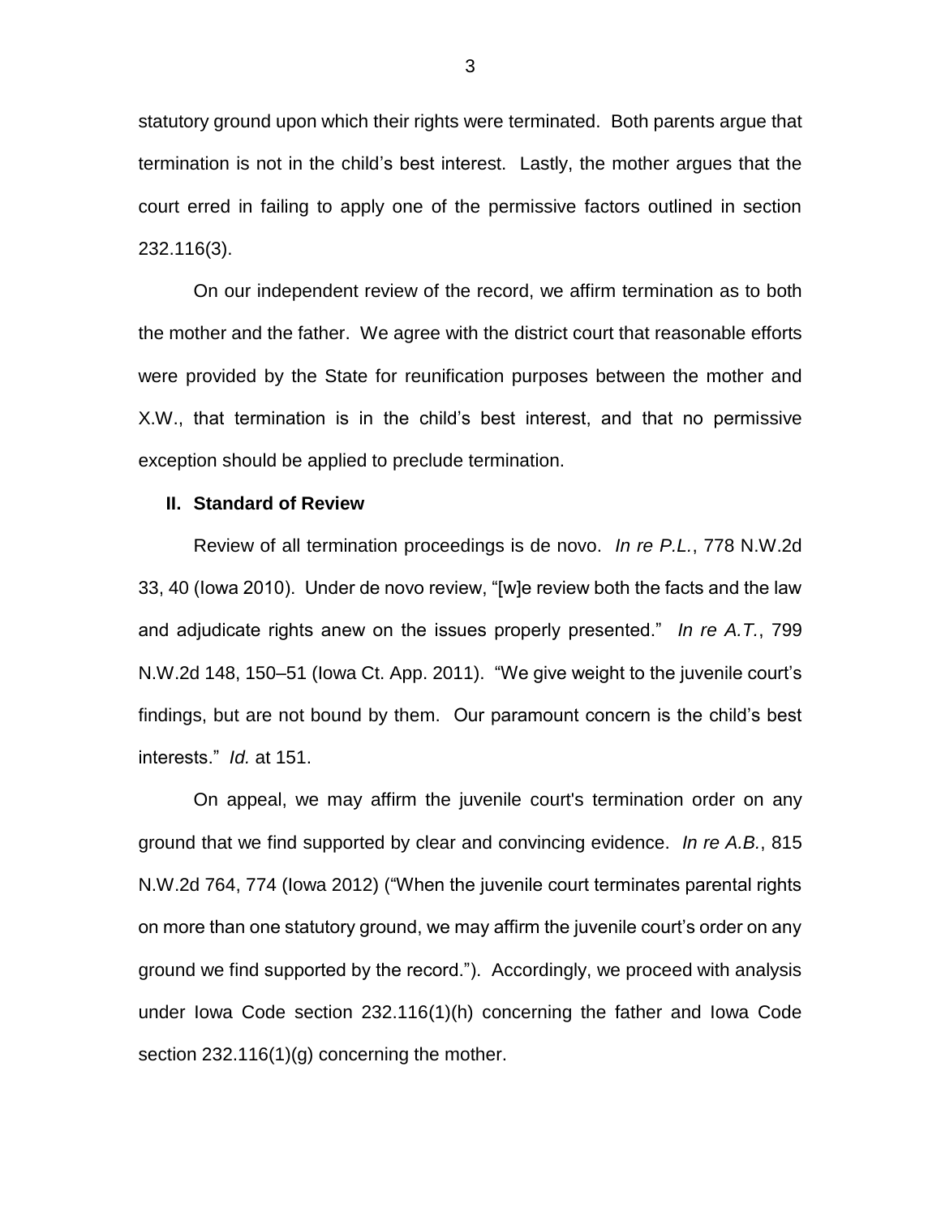statutory ground upon which their rights were terminated. Both parents argue that termination is not in the child's best interest. Lastly, the mother argues that the court erred in failing to apply one of the permissive factors outlined in section 232.116(3).

On our independent review of the record, we affirm termination as to both the mother and the father. We agree with the district court that reasonable efforts were provided by the State for reunification purposes between the mother and X.W., that termination is in the child's best interest, and that no permissive exception should be applied to preclude termination.

## II. Standard of Review

Review of all termination proceedings is de novo. *In re P.L.*, 778 N.W.2d 33, 40 (Iowa 2010). Under de novo review, "[w]e review both the facts and the law and adjudicate rights anew on the issues properly presented." *In re A.T.*, 799 N.W.2d 148, 150–51 (Iowa Ct. App. 2011). "We give weight to the juvenile court's findings, but are not bound by them. Our paramount concern is the child's best interests." *Id.* at 151.

On appeal, we may affirm the juvenile court's termination order on any ground that we find supported by clear and convincing evidence. *In re A.B.*, 815 N.W.2d 764, 774 (Iowa 2012) ("When the juvenile court terminates parental rights on more than one statutory ground, we may affirm the juvenile court's order on any ground we find supported by the record."). Accordingly, we proceed with analysis under Iowa Code section 232.116(1)(h) concerning the father and Iowa Code section 232.116(1)(g) concerning the mother.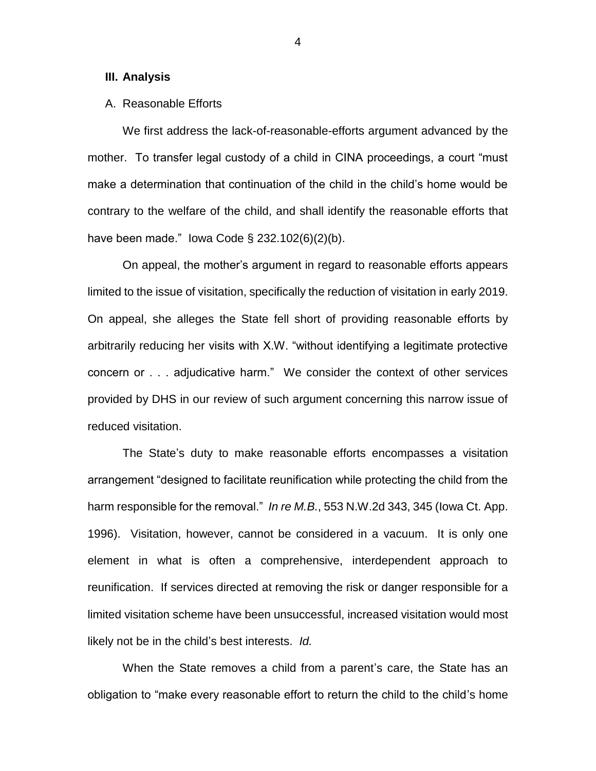### III. Analysis

A. Reasonable Efforts

We first address the lack-of-reasonable-efforts argument advanced by the mother. To transfer legal custody of a child in CINA proceedings, a court "must make a determination that continuation of the child in the child's home would be contrary to the welfare of the child, and shall identify the reasonable efforts that have been made." Iowa Code § 232.102(6)(2)(b).

On appeal, the mother's argument in regard to reasonable efforts appears limited to the issue of visitation, specifically the reduction of visitation in early 2019. On appeal, she alleges the State fell short of providing reasonable efforts by arbitrarily reducing her visits with X.W. "without identifying a legitimate protective concern or . . . adjudicative harm." We consider the context of other services provided by DHS in our review of such argument concerning this narrow issue of reduced visitation.

The State's duty to make reasonable efforts encompasses a visitation arrangement "designed to facilitate reunification while protecting the child from the harm responsible for the removal." *In re M.B.*, 553 N.W.2d 343, 345 (Iowa Ct. App. 1996). Visitation, however, cannot be considered in a vacuum. It is only one element in what is often a comprehensive, interdependent approach to reunification. If services directed at removing the risk or danger responsible for a limited visitation scheme have been unsuccessful, increased visitation would most likely not be in the child's best interests. *Id.*

When the State removes a child from a parent's care, the State has an obligation to "make every reasonable effort to return the child to the child's home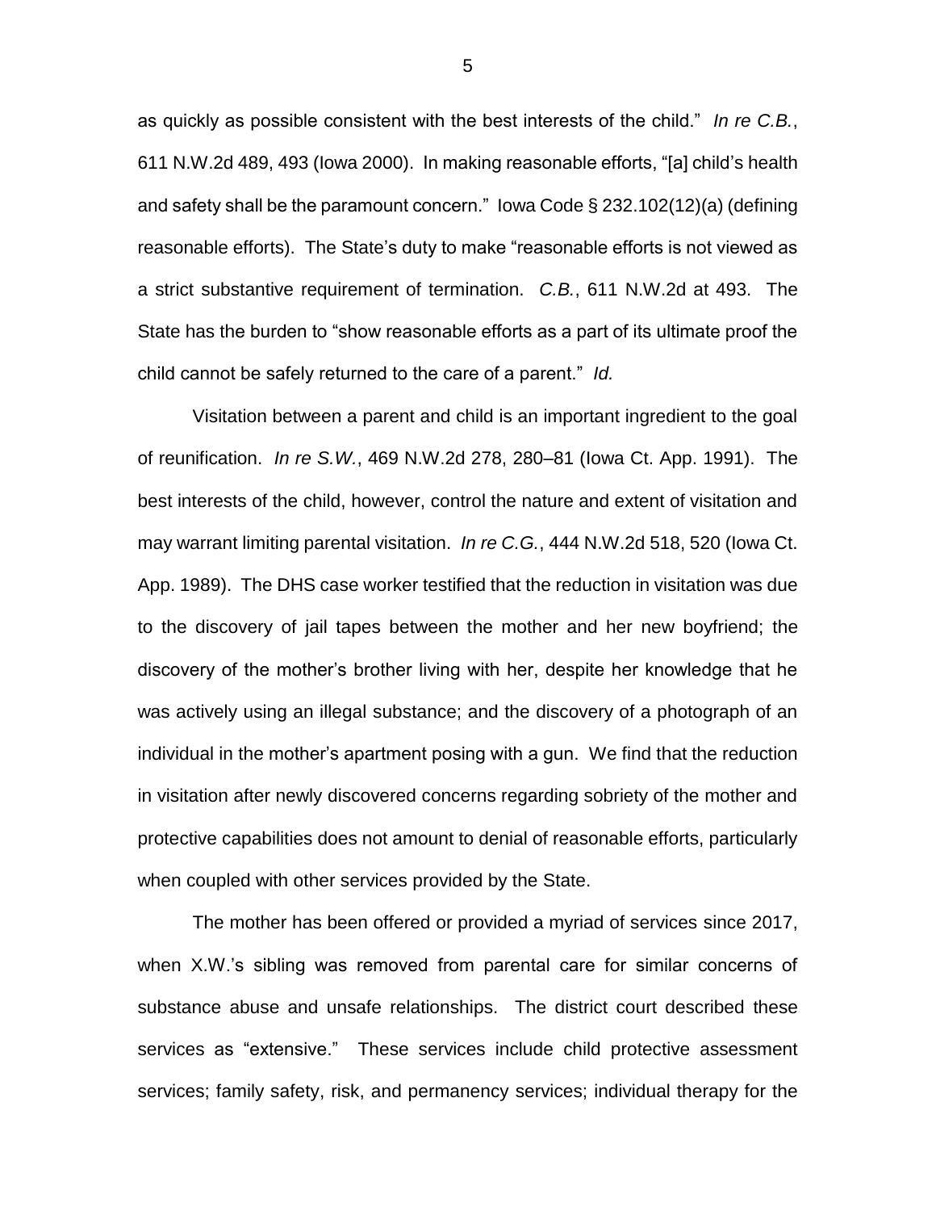as quickly as possible consistent with the best interests of the child." *In re C.B.*, 611 N.W.2d 489, 493 (Iowa 2000). In making reasonable efforts, "[a] child's health and safety shall be the paramount concern." Iowa Code § 232.102(12)(a) (defining reasonable efforts). The State's duty to make "reasonable efforts is not viewed as a strict substantive requirement of termination. *C.B.*, 611 N.W.2d at 493. The State has the burden to "show reasonable efforts as a part of its ultimate proof the child cannot be safely returned to the care of a parent." *Id.*

Visitation between a parent and child is an important ingredient to the goal of reunification. *In re S.W.*, 469 N.W.2d 278, 280–81 (Iowa Ct. App. 1991). The best interests of the child, however, control the nature and extent of visitation and may warrant limiting parental visitation. *In re C.G.*, 444 N.W.2d 518, 520 (Iowa Ct. App. 1989). The DHS case worker testified that the reduction in visitation was due to the discovery of jail tapes between the mother and her new boyfriend; the discovery of the mother's brother living with her, despite her knowledge that he was actively using an illegal substance; and the discovery of a photograph of an individual in the mother's apartment posing with a gun. We find that the reduction in visitation after newly discovered concerns regarding sobriety of the mother and protective capabilities does not amount to denial of reasonable efforts, particularly when coupled with other services provided by the State.

The mother has been offered or provided a myriad of services since 2017, when X.W.'s sibling was removed from parental care for similar concerns of substance abuse and unsafe relationships. The district court described these services as "extensive." These services include child protective assessment services; family safety, risk, and permanency services; individual therapy for the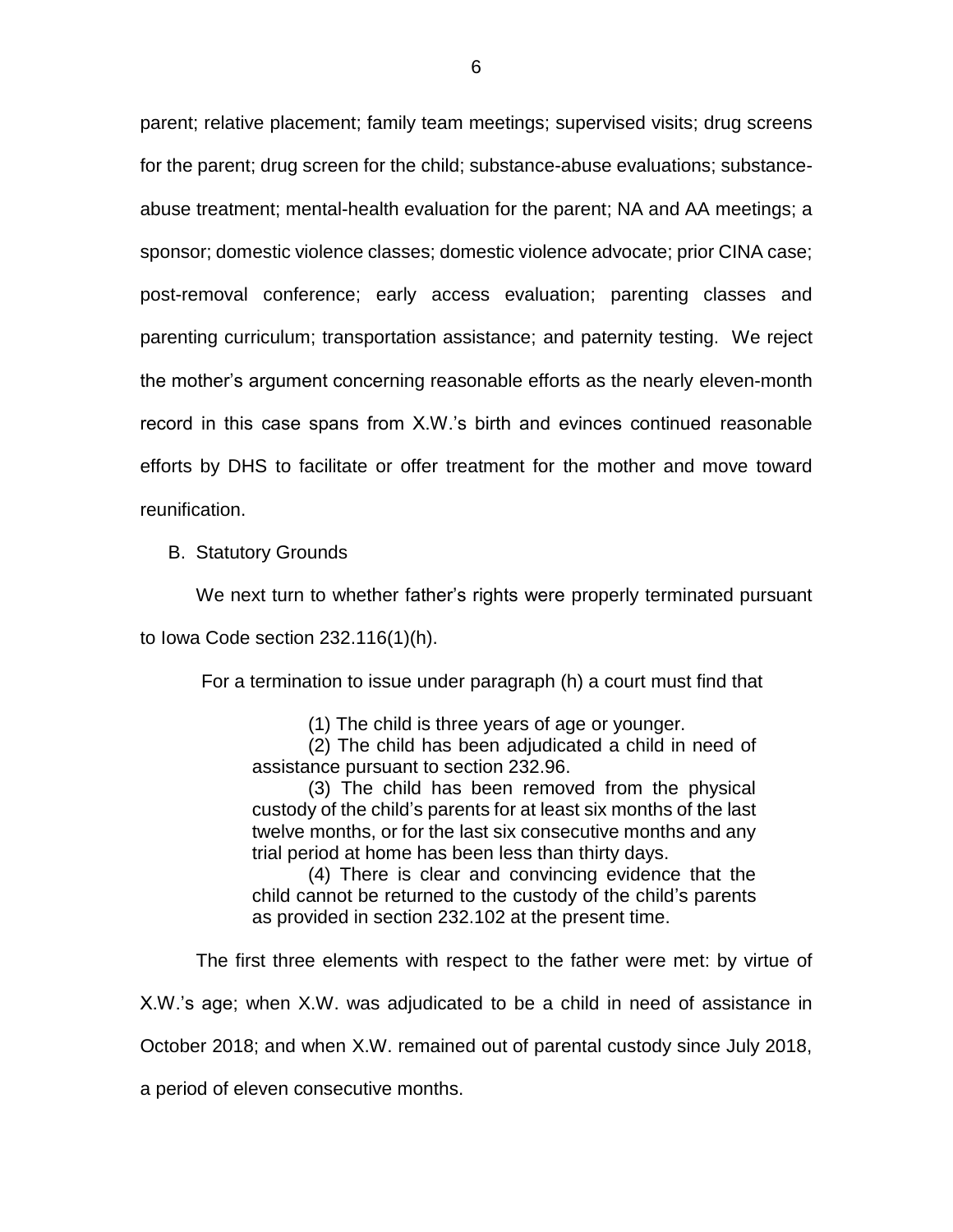parent; relative placement; family team meetings; supervised visits; drug screens for the parent; drug screen for the child; substance-abuse evaluations; substance-abuse treatment; mental-health evaluation for the parent; NA and AA meetings; a sponsor; domestic violence classes; domestic violence advocate; prior CINA case; post-removal conference; early access evaluation; parenting classes and parenting curriculum; transportation assistance; and paternity testing. We reject the mother's argument concerning reasonable efforts as the nearly eleven-month record in this case spans from X.W.'s birth and evinces continued reasonable efforts by DHS to facilitate or offer treatment for the mother and move toward reunification.

B. Statutory Grounds

We next turn to whether father's rights were properly terminated pursuant to Iowa Code section 232.116(1)(h).

For a termination to issue under paragraph (h) a court must find that

> (1) The child is three years of age or younger.
>
> (2) The child has been adjudicated a child in need of assistance pursuant to section 232.96.
>
> (3) The child has been removed from the physical custody of the child's parents for at least six months of the last twelve months, or for the last six consecutive months and any trial period at home has been less than thirty days.
>
> (4) There is clear and convincing evidence that the child cannot be returned to the custody of the child's parents as provided in section 232.102 at the present time.

The first three elements with respect to the father were met: by virtue of X.W.'s age; when X.W. was adjudicated to be a child in need of assistance in October 2018; and when X.W. remained out of parental custody since July 2018, a period of eleven consecutive months.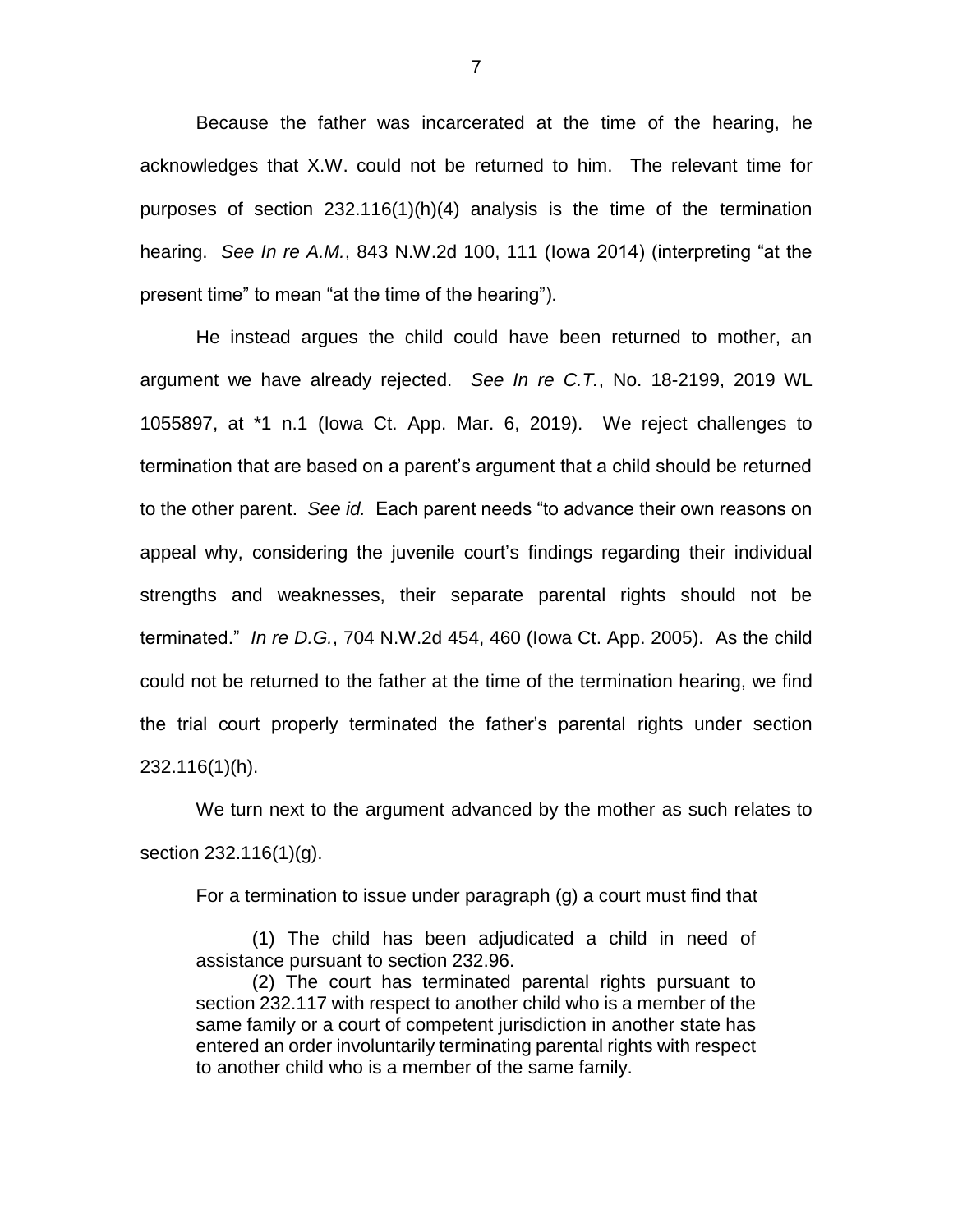Because the father was incarcerated at the time of the hearing, he acknowledges that X.W. could not be returned to him. The relevant time for purposes of section 232.116(1)(h)(4) analysis is the time of the termination hearing. *See In re A.M.*, 843 N.W.2d 100, 111 (Iowa 2014) (interpreting "at the present time" to mean "at the time of the hearing").

He instead argues the child could have been returned to mother, an argument we have already rejected. *See In re C.T.*, No. 18-2199, 2019 WL 1055897, at *1 n.1 (Iowa Ct. App. Mar. 6, 2019). We reject challenges to termination that are based on a parent's argument that a child should be returned to the other parent. *See id.* Each parent needs "to advance their own reasons on appeal why, considering the juvenile court's findings regarding their individual strengths and weaknesses, their separate parental rights should not be terminated." *In re D.G.*, 704 N.W.2d 454, 460 (Iowa Ct. App. 2005). As the child could not be returned to the father at the time of the termination hearing, we find the trial court properly terminated the father's parental rights under section 232.116(1)(h).

We turn next to the argument advanced by the mother as such relates to section 232.116(1)(g).

For a termination to issue under paragraph (g) a court must find that

> (1) The child has been adjudicated a child in need of assistance pursuant to section 232.96.
>
> (2) The court has terminated parental rights pursuant to section 232.117 with respect to another child who is a member of the same family or a court of competent jurisdiction in another state has entered an order involuntarily terminating parental rights with respect to another child who is a member of the same family.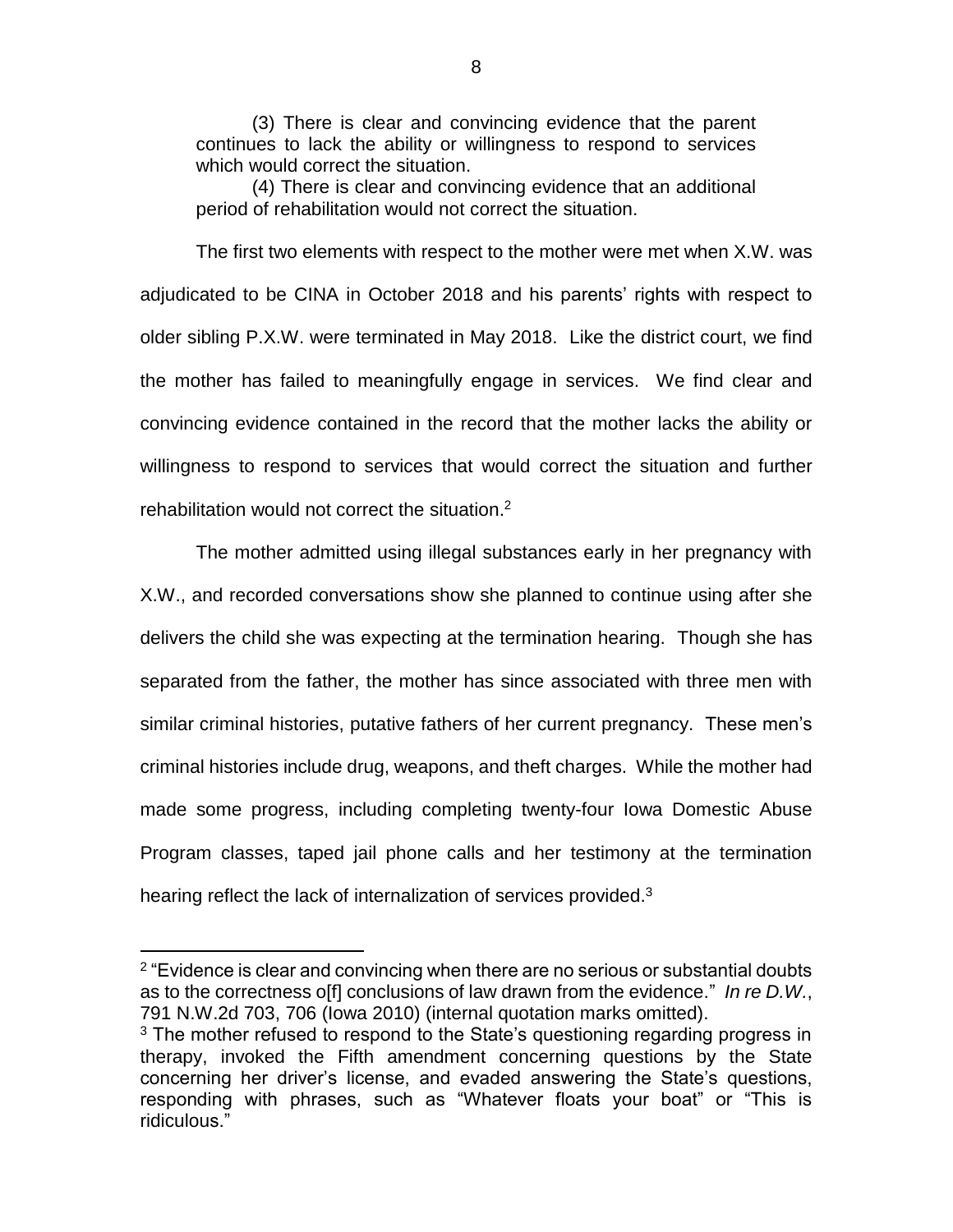(3) There is clear and convincing evidence that the parent continues to lack the ability or willingness to respond to services which would correct the situation.

(4) There is clear and convincing evidence that an additional period of rehabilitation would not correct the situation.

The first two elements with respect to the mother were met when X.W. was adjudicated to be CINA in October 2018 and his parents' rights with respect to older sibling P.X.W. were terminated in May 2018. Like the district court, we find the mother has failed to meaningfully engage in services. We find clear and convincing evidence contained in the record that the mother lacks the ability or willingness to respond to services that would correct the situation and further rehabilitation would not correct the situation.[2]

The mother admitted using illegal substances early in her pregnancy with X.W., and recorded conversations show she planned to continue using after she delivers the child she was expecting at the termination hearing. Though she has separated from the father, the mother has since associated with three men with similar criminal histories, putative fathers of her current pregnancy. These men's criminal histories include drug, weapons, and theft charges. While the mother had made some progress, including completing twenty-four Iowa Domestic Abuse Program classes, taped jail phone calls and her testimony at the termination hearing reflect the lack of internalization of services provided.[3]

---

[2] "Evidence is clear and convincing when there are no serious or substantial doubts as to the correctness o[f] conclusions of law drawn from the evidence." *In re D.W.*, 791 N.W.2d 703, 706 (Iowa 2010) (internal quotation marks omitted).

[3] The mother refused to respond to the State's questioning regarding progress in therapy, invoked the Fifth amendment concerning questions by the State concerning her driver's license, and evaded answering the State's questions, responding with phrases, such as "Whatever floats your boat" or "This is ridiculous."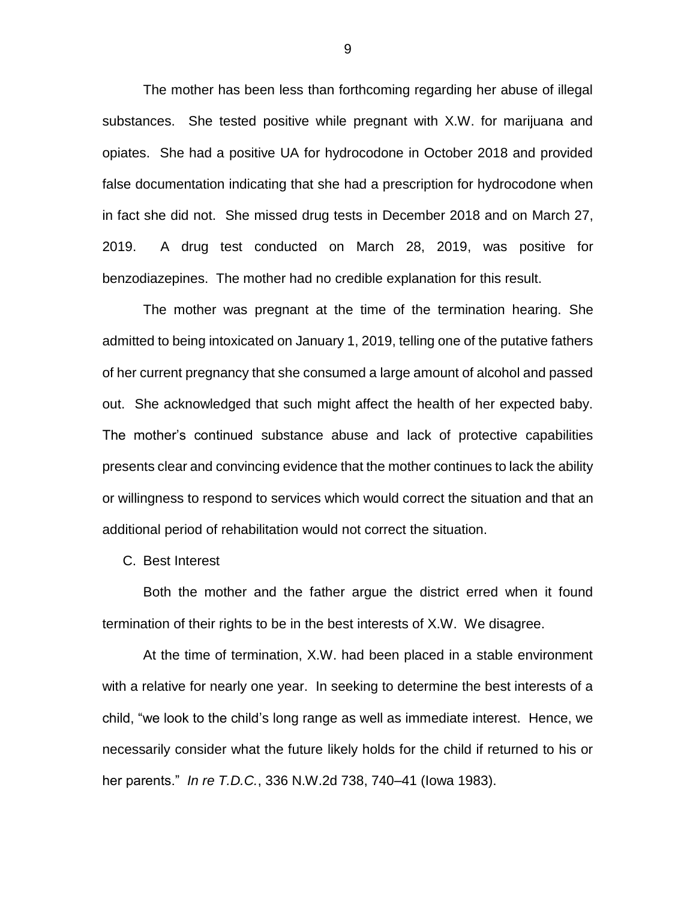The mother has been less than forthcoming regarding her abuse of illegal substances. She tested positive while pregnant with X.W. for marijuana and opiates. She had a positive UA for hydrocodone in October 2018 and provided false documentation indicating that she had a prescription for hydrocodone when in fact she did not. She missed drug tests in December 2018 and on March 27, 2019. A drug test conducted on March 28, 2019, was positive for benzodiazepines. The mother had no credible explanation for this result.

The mother was pregnant at the time of the termination hearing. She admitted to being intoxicated on January 1, 2019, telling one of the putative fathers of her current pregnancy that she consumed a large amount of alcohol and passed out. She acknowledged that such might affect the health of her expected baby. The mother's continued substance abuse and lack of protective capabilities presents clear and convincing evidence that the mother continues to lack the ability or willingness to respond to services which would correct the situation and that an additional period of rehabilitation would not correct the situation.

C. Best Interest

Both the mother and the father argue the district erred when it found termination of their rights to be in the best interests of X.W. We disagree.

At the time of termination, X.W. had been placed in a stable environment with a relative for nearly one year. In seeking to determine the best interests of a child, "we look to the child's long range as well as immediate interest. Hence, we necessarily consider what the future likely holds for the child if returned to his or her parents." *In re T.D.C.*, 336 N.W.2d 738, 740–41 (Iowa 1983).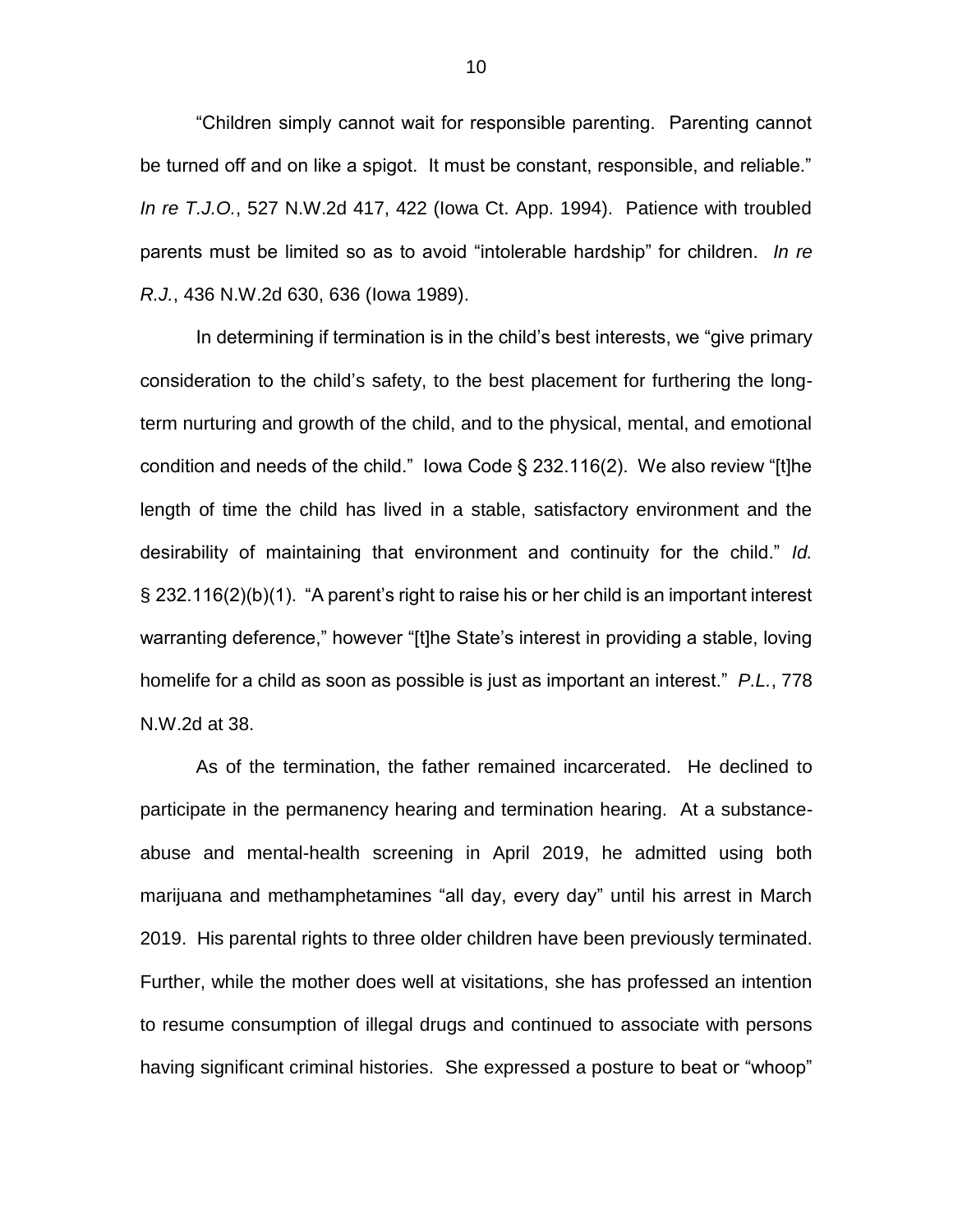"Children simply cannot wait for responsible parenting. Parenting cannot be turned off and on like a spigot. It must be constant, responsible, and reliable." *In re T.J.O.*, 527 N.W.2d 417, 422 (Iowa Ct. App. 1994). Patience with troubled parents must be limited so as to avoid "intolerable hardship" for children. *In re R.J.*, 436 N.W.2d 630, 636 (Iowa 1989).

In determining if termination is in the child's best interests, we "give primary consideration to the child's safety, to the best placement for furthering the long-term nurturing and growth of the child, and to the physical, mental, and emotional condition and needs of the child." Iowa Code § 232.116(2). We also review "[t]he length of time the child has lived in a stable, satisfactory environment and the desirability of maintaining that environment and continuity for the child." *Id.* § 232.116(2)(b)(1). "A parent's right to raise his or her child is an important interest warranting deference," however "[t]he State's interest in providing a stable, loving homelife for a child as soon as possible is just as important an interest." *P.L.*, 778 N.W.2d at 38.

As of the termination, the father remained incarcerated. He declined to participate in the permanency hearing and termination hearing. At a substance-abuse and mental-health screening in April 2019, he admitted using both marijuana and methamphetamines "all day, every day" until his arrest in March 2019. His parental rights to three older children have been previously terminated. Further, while the mother does well at visitations, she has professed an intention to resume consumption of illegal drugs and continued to associate with persons having significant criminal histories. She expressed a posture to beat or "whoop"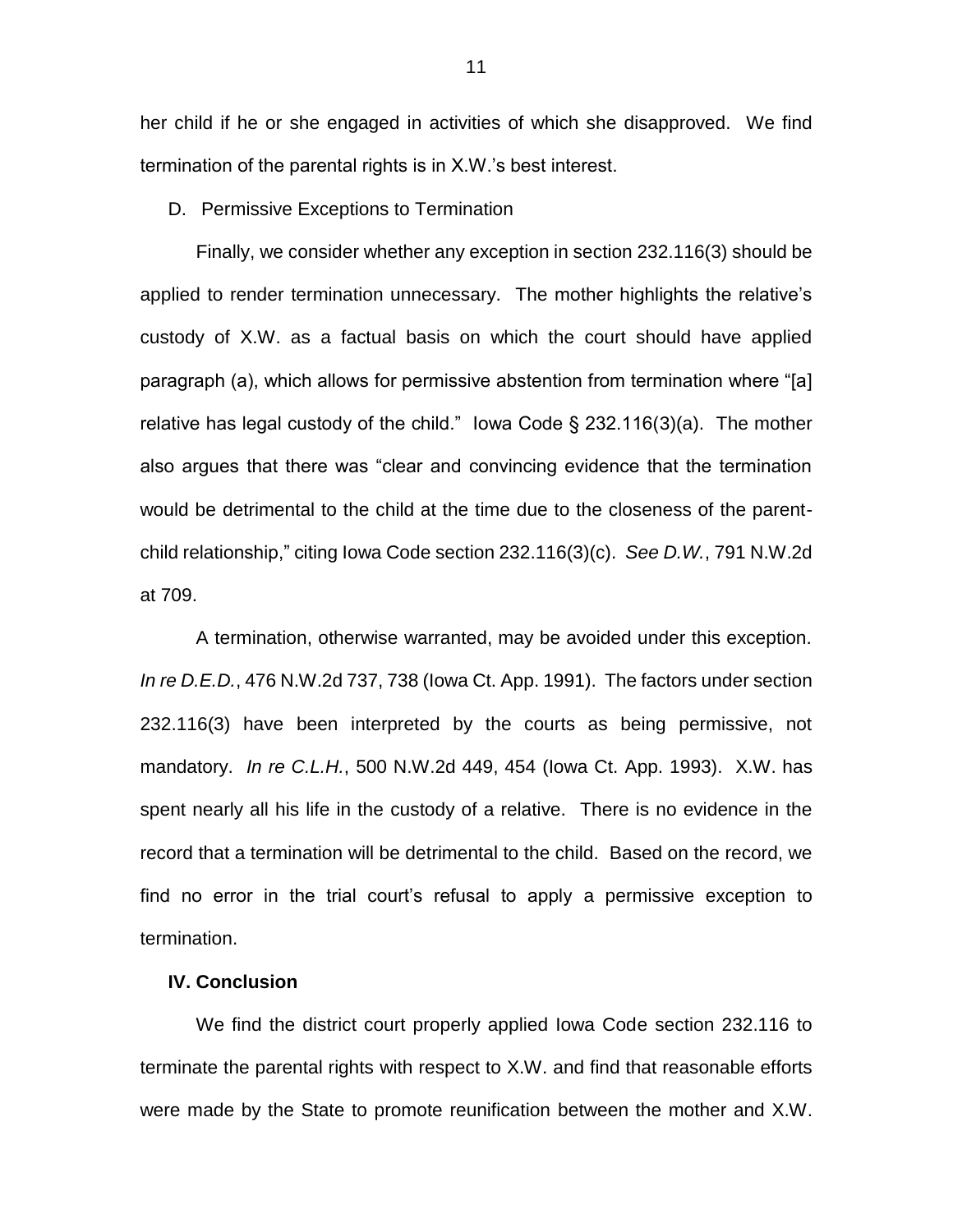her child if he or she engaged in activities of which she disapproved. We find termination of the parental rights is in X.W.'s best interest.

D. Permissive Exceptions to Termination

Finally, we consider whether any exception in section 232.116(3) should be applied to render termination unnecessary. The mother highlights the relative's custody of X.W. as a factual basis on which the court should have applied paragraph (a), which allows for permissive abstention from termination where "[a] relative has legal custody of the child." Iowa Code § 232.116(3)(a). The mother also argues that there was "clear and convincing evidence that the termination would be detrimental to the child at the time due to the closeness of the parent-child relationship," citing Iowa Code section 232.116(3)(c). *See D.W.*, 791 N.W.2d at 709.

A termination, otherwise warranted, may be avoided under this exception. *In re D.E.D.*, 476 N.W.2d 737, 738 (Iowa Ct. App. 1991). The factors under section 232.116(3) have been interpreted by the courts as being permissive, not mandatory. *In re C.L.H.*, 500 N.W.2d 449, 454 (Iowa Ct. App. 1993). X.W. has spent nearly all his life in the custody of a relative. There is no evidence in the record that a termination will be detrimental to the child. Based on the record, we find no error in the trial court's refusal to apply a permissive exception to termination.

## IV. Conclusion

We find the district court properly applied Iowa Code section 232.116 to terminate the parental rights with respect to X.W. and find that reasonable efforts were made by the State to promote reunification between the mother and X.W.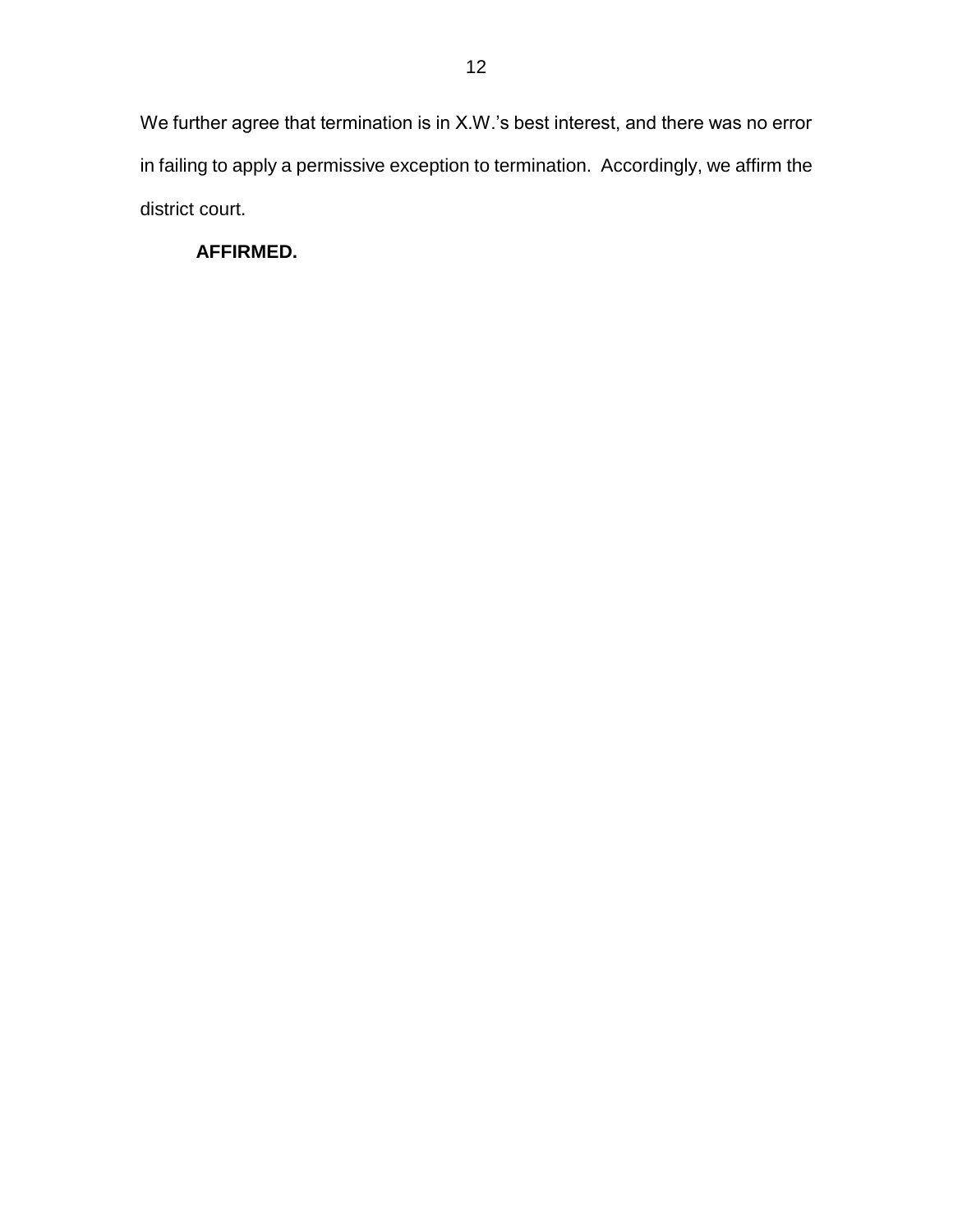We further agree that termination is in X.W.'s best interest, and there was no error in failing to apply a permissive exception to termination. Accordingly, we affirm the district court.

**AFFIRMED.**